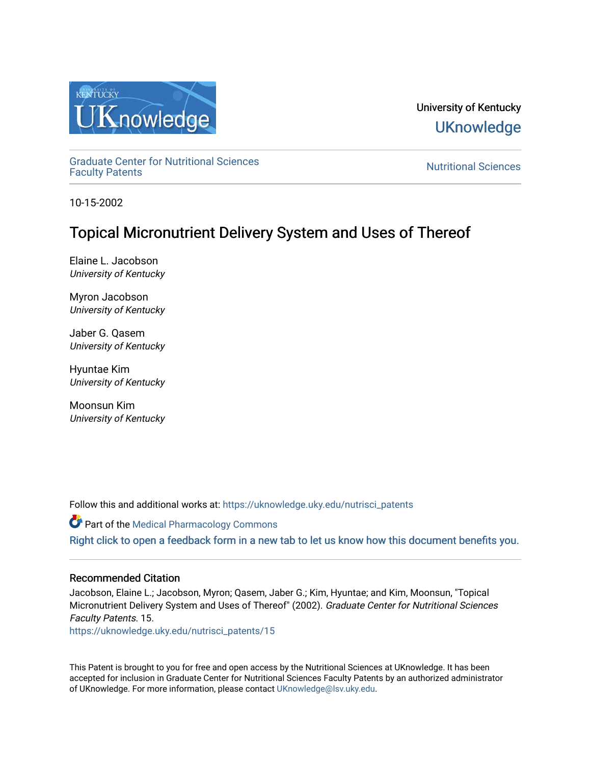University of Kentucky

UKnowledge

Graduate Center for Nutritional Sciences Faculty Patents

Nutritional Sciences

10-15-2002

# Topical Micronutrient Delivery System and Uses of Thereof

Elaine L. Jacobson
*University of Kentucky*

Myron Jacobson
*University of Kentucky*

Jaber G. Qasem
*University of Kentucky*

Hyuntae Kim
*University of Kentucky*

Moonsun Kim
*University of Kentucky*

Follow this and additional works at: https://uknowledge.uky.edu/nutrisci_patents

Part of the Medical Pharmacology Commons

Right click to open a feedback form in a new tab to let us know how this document benefits you.

### Recommended Citation

Jacobson, Elaine L.; Jacobson, Myron; Qasem, Jaber G.; Kim, Hyuntae; and Kim, Moonsun, "Topical Micronutrient Delivery System and Uses of Thereof" (2002). *Graduate Center for Nutritional Sciences Faculty Patents*. 15.
https://uknowledge.uky.edu/nutrisci_patents/15

This Patent is brought to you for free and open access by the Nutritional Sciences at UKnowledge. It has been accepted for inclusion in Graduate Center for Nutritional Sciences Faculty Patents by an authorized administrator of UKnowledge. For more information, please contact UKnowledge@lsv.uky.edu.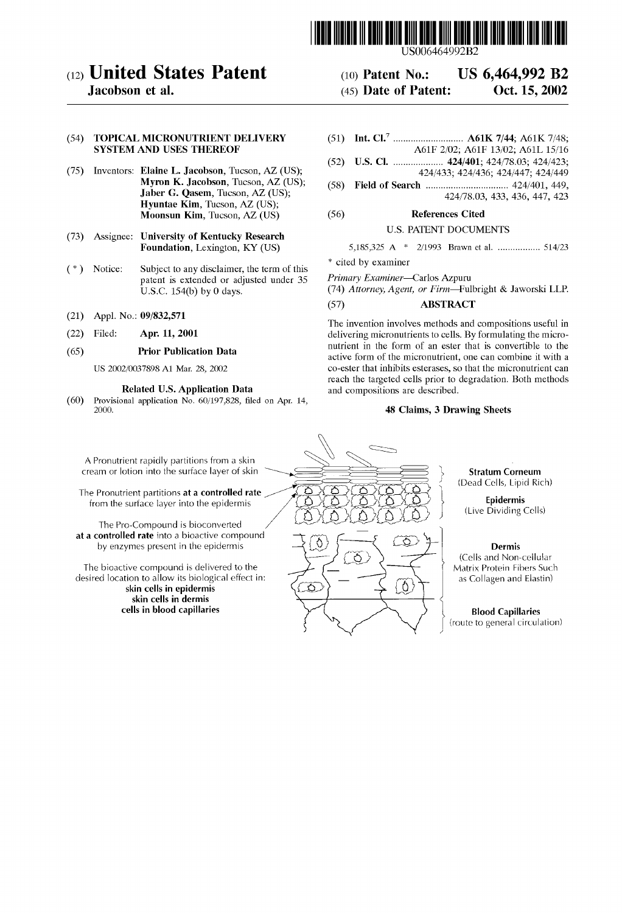# (12) United States Patent

**Jacobson et al.**

(10) **Patent No.: US 6,464,992 B2**

(45) **Date of Patent: Oct. 15, 2002**

US006464992B2

(54) **TOPICAL MICRONUTRIENT DELIVERY SYSTEM AND USES THEREOF**

(75) Inventors: **Elaine L. Jacobson**, Tucson, AZ (US); **Myron K. Jacobson**, Tucson, AZ (US); **Jaber G. Qasem**, Tucson, AZ (US); **Hyuntae Kim**, Tucson, AZ (US); **Moonsun Kim**, Tucson, AZ (US)

(73) Assignee: **University of Kentucky Research Foundation**, Lexington, KY (US)

( * ) Notice: Subject to any disclaimer, the term of this patent is extended or adjusted under 35 U.S.C. 154(b) by 0 days.

(21) Appl. No.: **09/832,571**

(22) Filed: **Apr. 11, 2001**

(65) **Prior Publication Data**

US 2002/0037898 A1 Mar. 28, 2002

**Related U.S. Application Data**

(60) Provisional application No. 60/197,828, filed on Apr. 14, 2000.

(51) **Int. Cl.**[7] .......................... **A61K 7/44**; A61K 7/48; A61F 2/02; A61F 13/02; A61L 15/16

(52) **U.S. Cl.** .................... **424/401**; 424/78.03; 424/423; 424/433; 424/436; 424/447; 424/449

(58) **Field of Search** ................................ 424/401, 449, 424/78.03, 433, 436, 447, 423

(56) **References Cited**

U.S. PATENT DOCUMENTS

5,185,325 A * 2/1993 Brawn et al. ................. 514/23

\* cited by examiner

*Primary Examiner*—Carlos Azpuru

(74) *Attorney, Agent, or Firm*—Fulbright & Jaworski LLP

(57) **ABSTRACT**

The invention involves methods and compositions useful in delivering micronutrients to cells. By formulating the micronutrient in the form of an ester that is convertible to the active form of the micronutrient, one can combine it with a co-ester that inhibits esterases, so that the micronutrient can reach the targeted cells prior to degradation. Both methods and compositions are described.

**48 Claims, 3 Drawing Sheets**

A Pronutrient rapidly partitions from a skin cream or lotion into the surface layer of skin

The Pronutrient partitions **at a controlled rate** from the surface layer into the epidermis

The Pro-Compound is bioconverted **at a controlled rate** into a bioactive compound by enzymes present in the epidermis

The bioactive compound is delivered to the desired location to allow its biological effect in:
**skin cells in epidermis**
**skin cells in dermis**
**cells in blood capillaries**

**Stratum Corneum** (Dead Cells, Lipid Rich)

**Epidermis** (Live Dividing Cells)

**Dermis** (Cells and Non-cellular Matrix Protein Fibers Such as Collagen and Elastin)

**Blood Capillaries** (route to general circulation)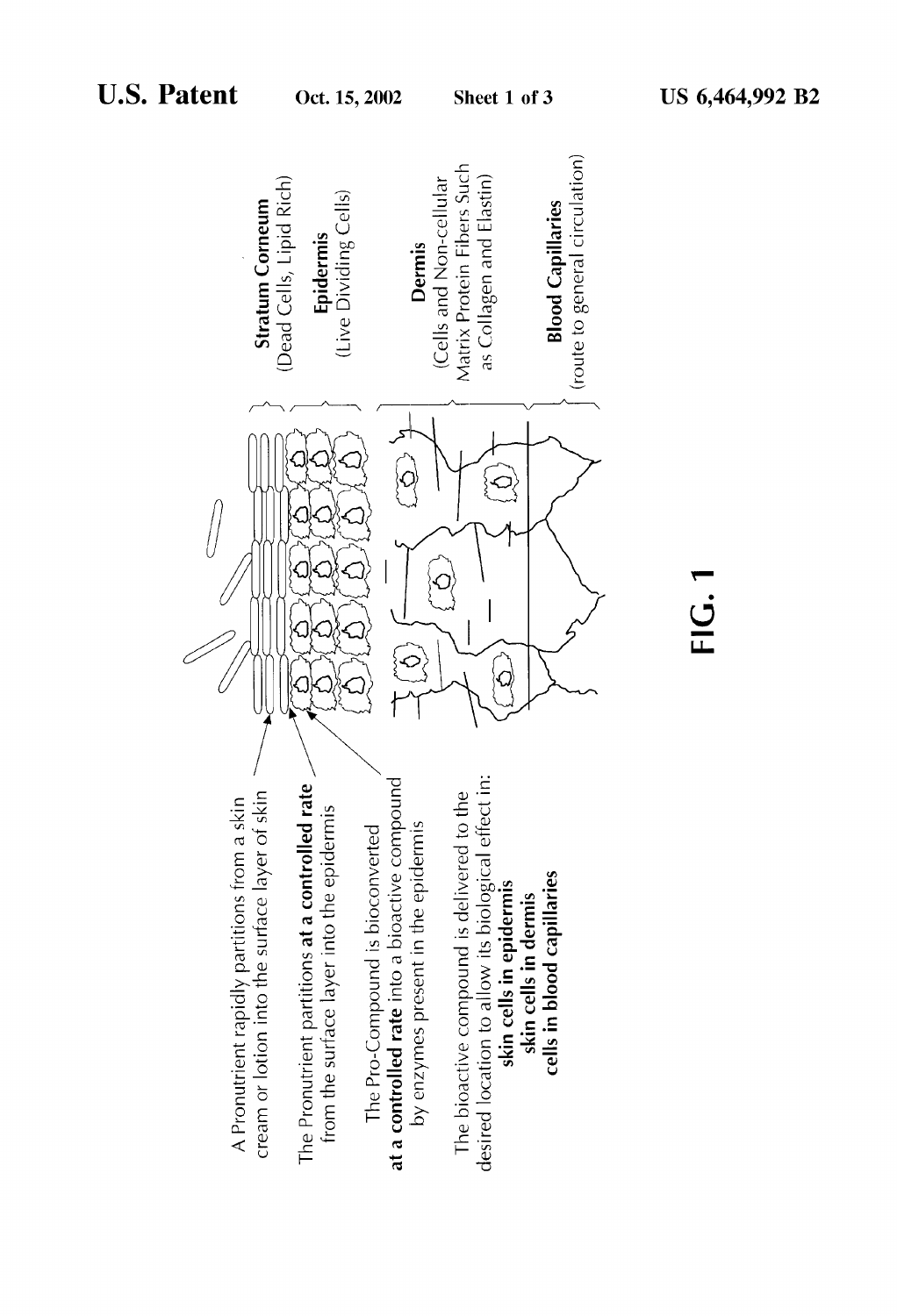A Pronutrient rapidly partitions from a skin cream or lotion into the surface layer of skin

The Pronutrient partitions **at a controlled rate** from the surface layer into the epidermis

The Pro-Compound is bioconverted **at a controlled rate** into a bioactive compound by enzymes present in the epidermis

The bioactive compound is delivered to the desired location to allow its biological effect in:
**skin cells in epidermis**
**skin cells in dermis**
**cells in blood capillaries**

**Stratum Corneum**
(Dead Cells, Lipid Rich)

**Epidermis**
(Live Dividing Cells)

**Dermis**
(Cells and Non-cellular Matrix Protein Fibers Such as Collagen and Elastin)

**Blood Capillaries**
(route to general circulation)

**FIG. 1**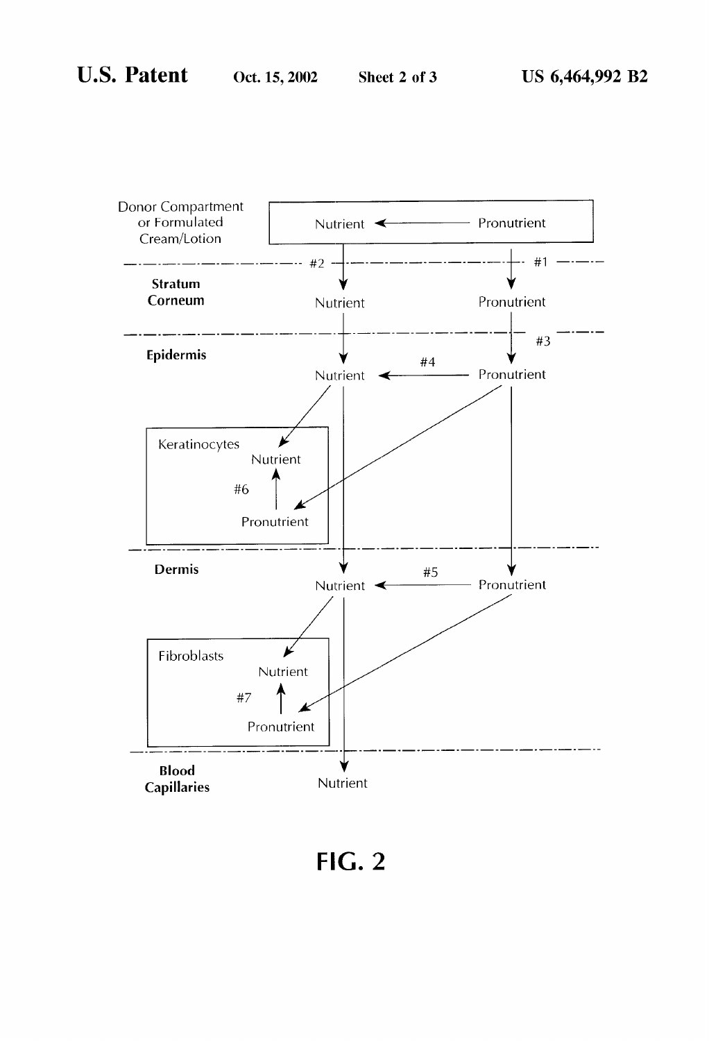Donor Compartment or Formulated Cream/Lotion

Nutrient ← Pronutrient

#2 #1

**Stratum Corneum**

Nutrient Pronutrient

#3

**Epidermis**

Nutrient ← #4 ← Pronutrient

Keratinocytes

Nutrient

#6

Pronutrient

**Dermis**

Nutrient ← #5 ← Pronutrient

Fibroblasts

Nutrient

#7

Pronutrient

**Blood Capillaries**

Nutrient

FIG. 2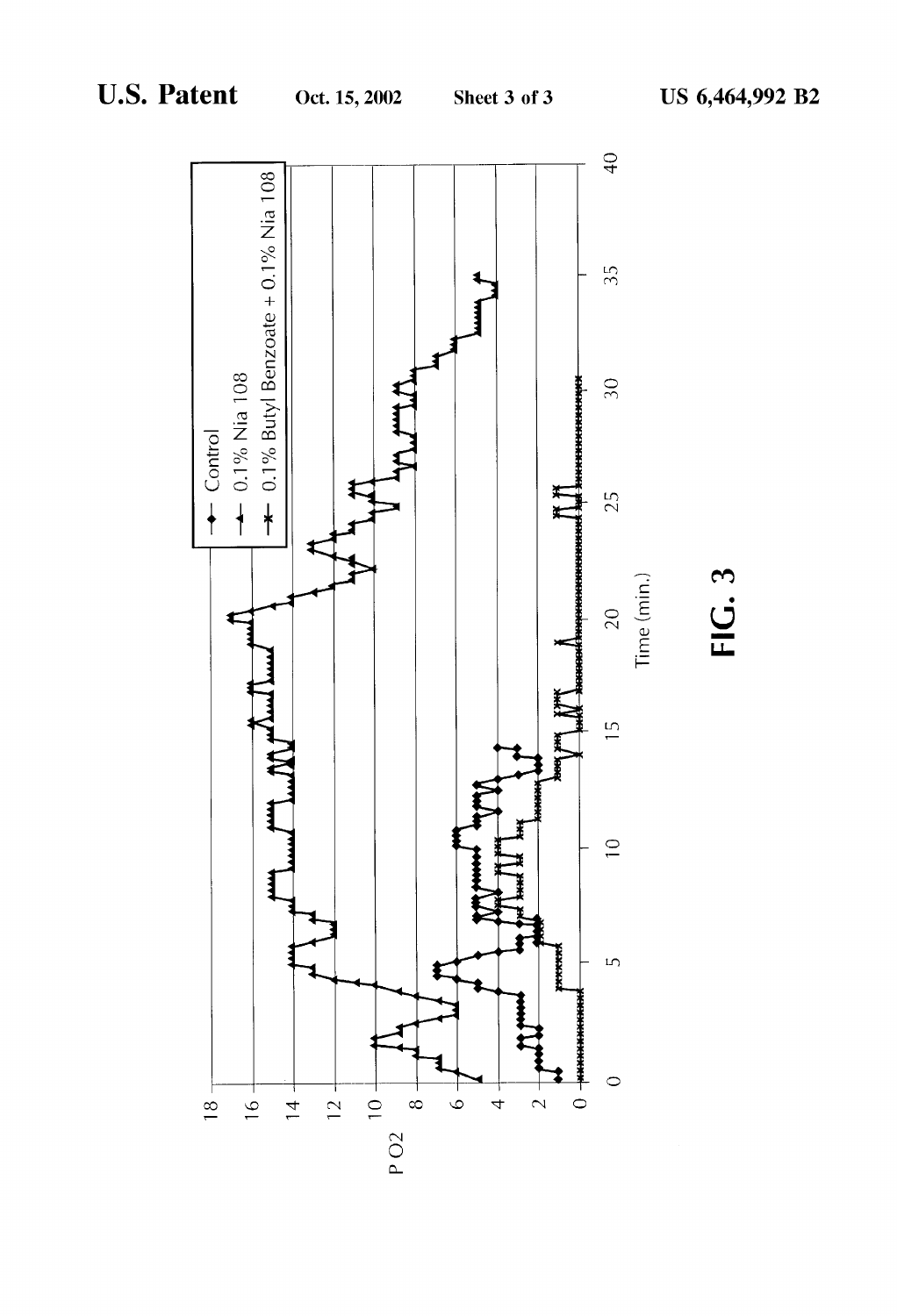18
16
14
12
10
8
6
4
2
0

P O2

0 5 10 15 20 25 30 35 40

Time (min.)

- Control
- 0.1% Nia 108
- 0.1% Butyl Benzoate + 0.1% Nia 108

**FIG. 3**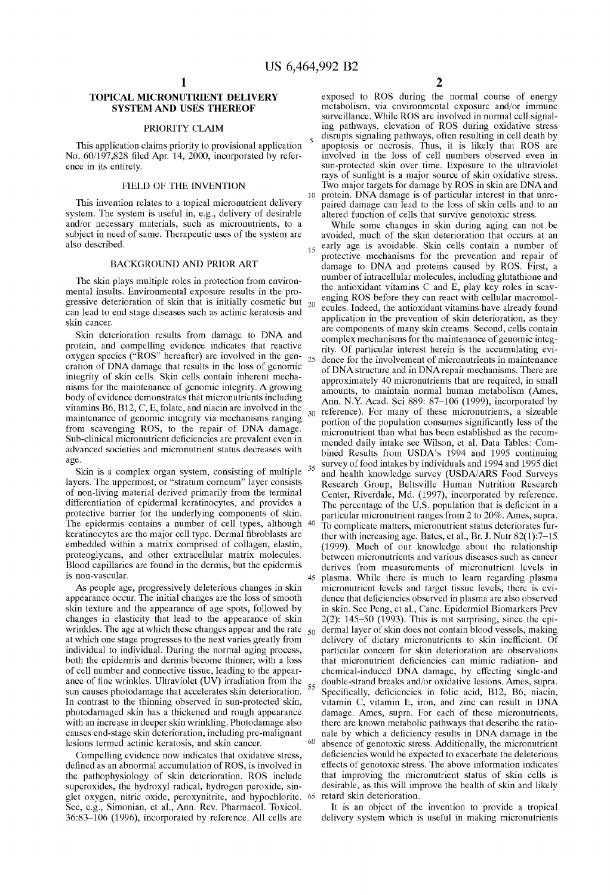# TOPICAL MICRONUTRIENT DELIVERY SYSTEM AND USES THEREOF

## PRIORITY CLAIM

This application claims priority to provisional application No. 60/197,828 filed Apr. 14, 2000, incorporated by reference in its entirety.

## FIELD OF THE INVENTION

This invention relates to a topical micronutrient delivery system. The system is useful in, e.g., delivery of desirable and/or necessary materials, such as micronutrients, to a subject in need of same. Therapeutic uses of the system are also described.

## BACKGROUND AND PRIOR ART

The skin plays multiple roles in protection from environmental insults. Environmental exposure results in the progressive deterioration of skin that is initially cosmetic but can lead to end stage diseases such as actinic keratosis and skin cancer.

Skin deterioration results from damage to DNA and protein, and compelling evidence indicates that reactive oxygen species ("ROS" hereafter) are involved in the generation of DNA damage that results in the loss of genomic integrity of skin cells. Skin cells contain inherent mechanisms for the maintenance of genomic integrity. A growing body of evidence demonstrates that micronutrients including vitamins B6, B12, C, E, folate, and niacin are involved in the maintenance of genomic integrity via mechanisms ranging from scavenging ROS, to the repair of DNA damage. Sub-clinical micronutrient deficiencies are prevalent even in advanced societies and micronutrient status decreases with age.

Skin is a complex organ system, consisting of multiple layers. The uppermost, or "stratum corneum" layer consists of non-living material derived primarily from the terminal differentiation of epidermal keratinocytes, and provides a protective barrier for the underlying components of skin. The epidermis contains a number of cell types, although keratinocytes are the major cell type. Dermal fibroblasts are embedded within a matrix comprised of collagen, elastin, proteoglycans, and other extracellular matrix molecules. Blood capillaries are found in the dermis, but the epidermis is non-vascular.

As people age, progressively deleterious changes in skin appearance occur. The initial changes are the loss of smooth skin texture and the appearance of age spots, followed by changes in elasticity that lead to the appearance of skin wrinkles. The age at which these changes appear and the rate at which one stage progresses to the next varies greatly from individual to individual. During the normal aging process, both the epidermis and dermis become thinner, with a loss of cell number and connective tissue, leading to the appearance of fine wrinkles. Ultraviolet (UV) irradiation from the sun causes photodamage that accelerates skin deterioration. In contrast to the thinning observed in sun-protected skin, photodamaged skin has a thickened and rough appearance with an increase in deeper skin wrinkling. Photodamage also causes end-stage skin deterioration, including pre-malignant lesions termed actinic keratosis, and skin cancer.

Compelling evidence now indicates that oxidative stress, defined as an abnormal accumulation of ROS, is involved in the pathophysiology of skin deterioration. ROS include superoxides, the hydroxyl radical, hydrogen peroxide, singlet oxygen, nitric oxide, peroxynitrite, and hypochlorite. See, e.g., Simonian, et al., Ann. Rev. Pharmacol. Toxicol. 36:83–106 (1996), incorporated by reference. All cells are exposed to ROS during the normal course of energy metabolism, via environmental exposure and/or immune surveillance. While ROS are involved in normal cell signaling pathways, elevation of ROS during oxidative stress disrupts signaling pathways, often resulting in cell death by apoptosis or necrosis. Thus, it is likely that ROS are involved in the loss of cell numbers observed even in sun-protected skin over time. Exposure to the ultraviolet rays of sunlight is a major source of skin oxidative stress. Two major targets for damage by ROS in skin are DNA and protein. DNA damage is of particular interest in that unrepaired damage can lead to the loss of skin cells and to an altered function of cells that survive genotoxic stress.

While some changes in skin during aging can not be avoided, much of the skin deterioration that occurs at an early age is avoidable. Skin cells contain a number of protective mechanisms for the prevention and repair of damage to DNA and proteins caused by ROS. First, a number of intracellular molecules, including glutathione and the antioxidant vitamins C and E, play key roles in scavenging ROS before they can react with cellular macromolecules. Indeed, the antioxidant vitamins have already found application in the prevention of skin deterioration, as they are components of many skin creams. Second, cells contain complex mechanisms for the maintenance of genomic integrity. Of particular interest herein is the accumulating evidence for the involvement of micronutrients in maintenance of DNA structure and in DNA repair mechanisms. There are approximately 40 micronutrients that are required, in small amounts, to maintain normal human metabolism (Ames, Ann. N.Y. Acad. Sci 889: 87–106 (1999), incorporated by reference). For many of these micronutrients, a sizeable portion of the population consumes significantly less of the micronutrient than what has been established as the recommended daily intake see Wilson, et al. Data Tables: Combined Results from USDA's 1994 and 1995 continuing survey of food intakes by individuals and 1994 and 1995 diet and health knowledge survey (USDA/ARS Food Surveys Research Group, Beltsville Human Nutrition Research Center, Riverdale, Md. (1997), incorporated by reference. The percentage of the U.S. population that is deficient in a particular micronutrient ranges from 2 to 20%. Ames, supra. To complicate matters, micronutrient status deteriorates further with increasing age. Bates, et al., Br. J. Nutr 82(1):7–15 (1999). Much of our knowledge about the relationship between micronutrients and various diseases such as cancer derives from measurements of micronutrient levels in plasma. While there is much to learn regarding plasma micronutrient levels and target tissue levels, there is evidence that deficiencies observed in plasma are also observed in skin. See Peng, et al., Canc. Epidermiol Biomarkers Prev 2(2): 145–50 (1993). This is not surprising, since the epidermal layer of skin does not contain blood vessels, making delivery of dietary micronutrients to skin inefficient. Of particular concern for skin deterioration are observations that micronutrient deficiencies can mimic radiation- and chemical-induced DNA damage, by effecting single-and double-strand breaks and/or oxidative lesions. Ames, supra. Specifically, deficiencies in folic acid, B12, B6, niacin, vitamin C, vitamin E, iron, and zinc can result in DNA damage. Ames, supra. For each of these micronutrients, there are known metabolic pathways that describe the rationale by which a deficiency results in DNA damage in the absence of genotoxic stress. Additionally, the micronutrient deficiencies would be expected to exacerbate the deleterious effects of genotoxic stress. The above information indicates that improving the micronutrient status of skin cells is desirable, as this will improve the health of skin and likely retard skin deterioration.

It is an object of the invention to provide a tropical delivery system which is useful in making micronutrients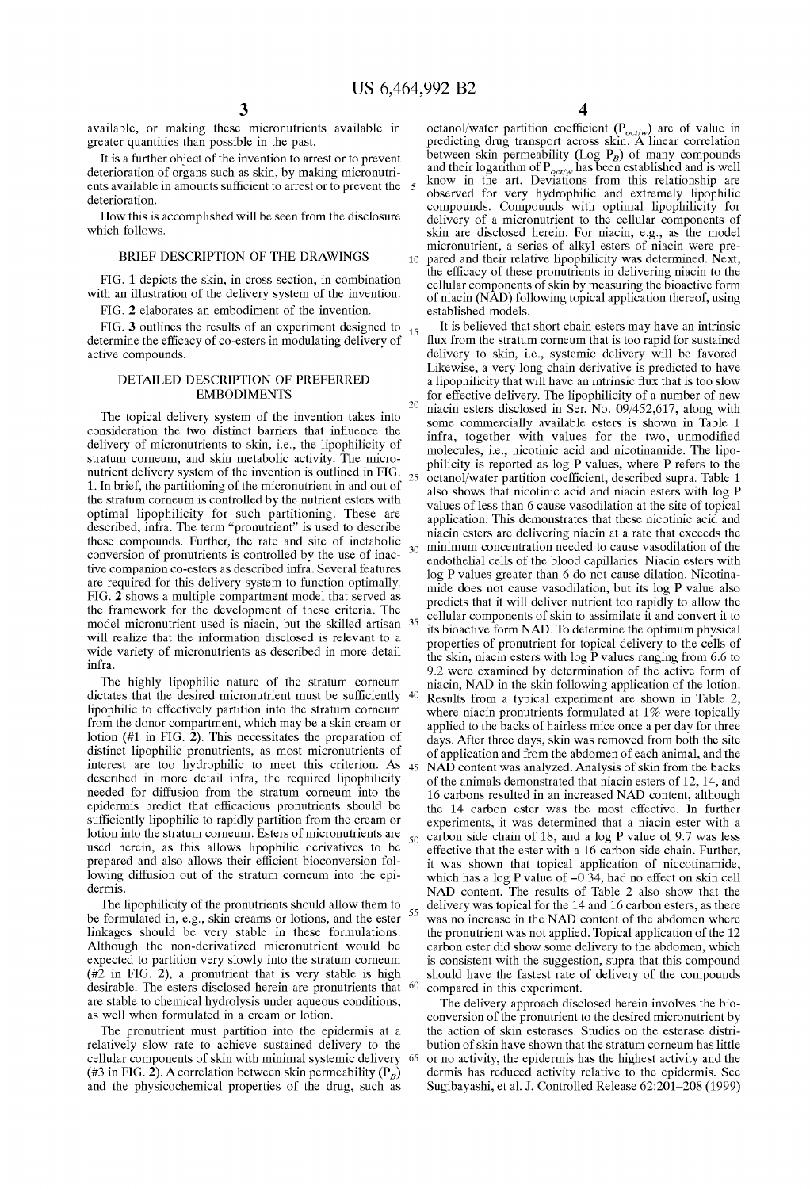available, or making these micronutrients available in greater quantities than possible in the past.

It is a further object of the invention to arrest or to prevent deterioration of organs such as skin, by making micronutrients available in amounts sufficient to arrest or to prevent the deterioration.

How this is accomplished will be seen from the disclosure which follows.

## BRIEF DESCRIPTION OF THE DRAWINGS

FIG. 1 depicts the skin, in cross section, in combination with an illustration of the delivery system of the invention.

FIG. 2 elaborates an embodiment of the invention.

FIG. 3 outlines the results of an experiment designed to determine the efficacy of co-esters in modulating delivery of active compounds.

## DETAILED DESCRIPTION OF PREFERRED EMBODIMENTS

The topical delivery system of the invention takes into consideration the two distinct barriers that influence the delivery of micronutrients to skin, i.e., the lipophilicity of stratum corneum, and skin metabolic activity. The micronutrient delivery system of the invention is outlined in FIG. 1. In brief, the partitioning of the micronutrient in and out of the stratum corneum is controlled by the nutrient esters with optimal lipophilicity for such partitioning. These are described, infra. The term "pronutrient" is used to describe these compounds. Further, the rate and site of inetabolic conversion of pronutrients is controlled by the use of inactive companion co-esters as described infra. Several features are required for this delivery system to function optimally. FIG. 2 shows a multiple compartment model that served as the framework for the development of these criteria. The model micronutrient used is niacin, but the skilled artisan will realize that the information disclosed is relevant to a wide variety of micronutrients as described in more detail infra.

The highly lipophilic nature of the stratum corneum dictates that the desired micronutrient must be sufficiently lipophilic to effectively partition into the stratum corneum from the donor compartment, which may be a skin cream or lotion (#1 in FIG. 2). This necessitates the preparation of distinct lipophilic pronutrients, as most micronutrients of interest are too hydrophilic to meet this criterion. As described in more detail infra, the required lipophilicity needed for diffusion from the stratum corneum into the epidermis predict that efficacious pronutrients should be sufficiently lipophilic to rapidly partition from the cream or lotion into the stratum corneum. Esters of micronutrients are used herein, as this allows lipophilic derivatives to be prepared and also allows their efficient bioconversion following diffusion out of the stratum corneum into the epidermis.

The lipophilicity of the pronutrients should allow them to be formulated in, e.g., skin creams or lotions, and the ester linkages should be very stable in these formulations. Although the non-derivatized micronutrient would be expected to partition very slowly into the stratum corneum (#2 in FIG. 2), a pronutrient that is very stable is high desirable. The esters disclosed herein are pronutrients that are stable to chemical hydrolysis under aqueous conditions, as well when formulated in a cream or lotion.

The pronutrient must partition into the epidermis at a relatively slow rate to achieve sustained delivery to the cellular components of skin with minimal systemic delivery (#3 in FIG. 2). A correlation between skin permeability ($P_B$) and the physicochemical properties of the drug, such as octanol/water partition coefficient ($P_{oct/w}$) are of value in predicting drug transport across skin. A linear correlation between skin permeability (Log $P_B$) of many compounds and their logarithm of $P_{oct/w}$ has been established and is well know in the art. Deviations from this relationship are observed for very hydrophilic and extremely lipophilic compounds. Compounds with optimal lipophilicity for delivery of a micronutrient to the cellular components of skin are disclosed herein. For niacin, e.g., as the model micronutrient, a series of alkyl esters of niacin were prepared and their relative lipophilicity was determined. Next, the efficacy of these pronutrients in delivering niacin to the cellular components of skin by measuring the bioactive form of niacin (NAD) following topical application thereof, using established models.

It is believed that short chain esters may have an intrinsic flux from the stratum corneum that is too rapid for sustained delivery to skin, i.e., systemic delivery will be favored. Likewise, a very long chain derivative is predicted to have a lipophilicity that will have an intrinsic flux that is too slow for effective delivery. The lipophilicity of a number of new niacin esters disclosed in Ser. No. 09/452,617, along with some commercially available esters is shown in Table 1 infra, together with values for the two, unmodified molecules, i.e., nicotinic acid and nicotinamide. The lipophilicity is reported as log P values, where P refers to the octanol/water partition coefficient, described supra. Table 1 also shows that nicotinic acid and niacin esters with log P values of less than 6 cause vasodilation at the site of topical application. This demonstrates that these nicotinic acid and niacin esters are delivering niacin at a rate that exceeds the minimum concentration needed to cause vasodilation of the endothelial cells of the blood capillaries. Niacin esters with log P values greater than 6 do not cause dilation. Nicotinamide does not cause vasodilation, but its log P value also predicts that it will deliver nutrient too rapidly to allow the cellular components of skin to assimilate it and convert it to its bioactive form NAD. To determine the optimum physical properties of pronutrient for topical delivery to the cells of the skin, niacin esters with log P values ranging from 6.6 to 9.2 were examined by determination of the active form of niacin, NAD in the skin following application of the lotion. Results from a typical experiment are shown in Table 2, where niacin pronutrients formulated at 1% were topically applied to the backs of hairless mice once a per day for three days. After three days, skin was removed from both the site of application and from the abdomen of each animal, and the NAD content was analyzed. Analysis of skin from the backs of the animals demonstrated that niacin esters of 12, 14, and 16 carbons resulted in an increased NAD content, although the 14 carbon ester was the most effective. In further experiments, it was determined that a niacin ester with a carbon side chain of 18, and a log P value of 9.7 was less effective that the ester with a 16 carbon side chain. Further, it was shown that topical application of niccotinamide, which has a log P value of −0.34, had no effect on skin cell NAD content. The results of Table 2 also show that the delivery was topical for the 14 and 16 carbon esters, as there was no increase in the NAD content of the abdomen where the pronutrient was not applied. Topical application of the 12 carbon ester did show some delivery to the abdomen, which is consistent with the suggestion, supra that this compound should have the fastest rate of delivery of the compounds compared in this experiment.

The delivery approach disclosed herein involves the bioconversion of the pronutrient to the desired micronutrient by the action of skin esterases. Studies on the esterase distribution of skin have shown that the stratum corneum has little or no activity, the epidermis has the highest activity and the dermis has reduced activity relative to the epidermis. See Sugibayashi, et al. J. Controlled Release 62:201–208 (1999)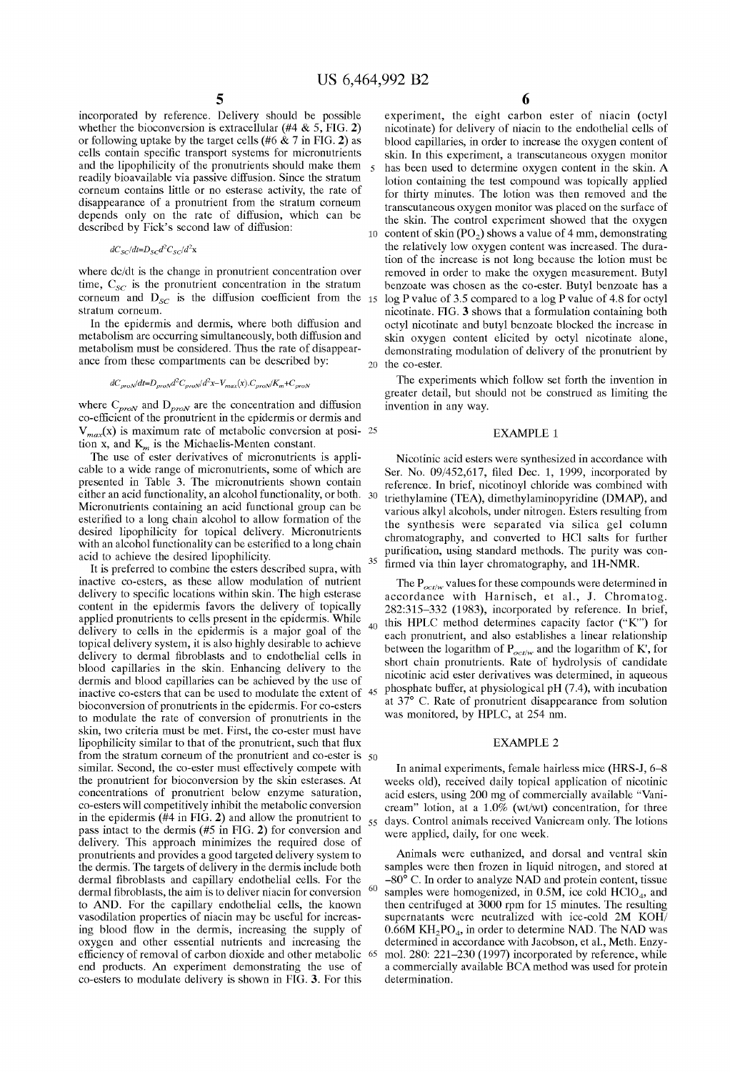incorporated by reference. Delivery should be possible whether the bioconversion is extracellular (#4 & 5, FIG. 2) or following uptake by the target cells (#6 & 7 in FIG. 2) as cells contain specific transport systems for micronutrients and the lipophilicity of the pronutrients should make them readily bioavailable via passive diffusion. Since the stratum corneum contains little or no esterase activity, the rate of disappearance of a pronutrient from the stratum corneum depends only on the rate of diffusion, which can be described by Fick's second law of diffusion:

$$dC_{SC}/dt = D_{SC}d^2C_{SC}/d^2x$$

where dc/dt is the change in pronutrient concentration over time, $C_{SC}$ is the pronutrient concentration in the stratum corneum and $D_{SC}$ is the diffusion coefficient from the stratum corneum.

In the epidermis and dermis, where both diffusion and metabolism are occurring simultaneously, both diffusion and metabolism must be considered. Thus the rate of disappearance from these compartments can be described by:

$$dC_{proN}/dt = D_{proN}d^2C_{proN}/d^2x - V_{max}(x).C_{proN}/K_m + C_{proN}$$

where $C_{proN}$ and $D_{proN}$ are the concentration and diffusion co-efficient of the pronutrient in the epidermis or dermis and $V_{max}(x)$ is maximum rate of metabolic conversion at position x, and $K_m$ is the Michaelis-Menten constant.

The use of ester derivatives of micronutrients is applicable to a wide range of micronutrients, some of which are presented in Table 3. The micronutrients shown contain either an acid functionality, an alcohol functionality, or both. Micronutrients containing an acid functional group can be esterified to a long chain alcohol to allow formation of the desired lipophilicity for topical delivery. Micronutrients with an alcohol functionality can be esterified to a long chain acid to achieve the desired lipophilicity.

It is preferred to combine the esters described supra, with inactive co-esters, as these allow modulation of nutrient delivery to specific locations within skin. The high esterase content in the epidermis favors the delivery of topically applied pronutrients to cells present in the epidermis. While delivery to cells in the epidermis is a major goal of the topical delivery system, it is also highly desirable to achieve delivery to dermal fibroblasts and to endothelial cells in blood capillaries in the skin. Enhancing delivery to the dermis and blood capillaries can be achieved by the use of inactive co-esters that can be used to modulate the extent of bioconversion of pronutrients in the epidermis. For co-esters to modulate the rate of conversion of pronutrients in the skin, two criteria must be met. First, the co-ester must have lipophilicity similar to that of the pronutrient, such that flux from the stratum corneum of the pronutrient and co-ester is similar. Second, the co-ester must effectively compete with the pronutrient for bioconversion by the skin esterases. At concentrations of pronutrient below enzyme saturation, co-esters will competitively inhibit the metabolic conversion in the epidermis (#4 in FIG. 2) and allow the pronutrient to pass intact to the dermis (#5 in FIG. 2) for conversion and delivery. This approach minimizes the required dose of pronutrients and provides a good targeted delivery system to the dermis. The targets of delivery in the dermis include both dermal fibroblasts and capillary endothelial cells. For the dermal fibroblasts, the aim is to deliver niacin for conversion to AND. For the capillary endothelial cells, the known vasodilation properties of niacin may be useful for increasing blood flow in the dermis, increasing the supply of oxygen and other essential nutrients and increasing the efficiency of removal of carbon dioxide and other metabolic end products. An experiment demonstrating the use of co-esters to modulate delivery is shown in FIG. 3. For this experiment, the eight carbon ester of niacin (octyl nicotinate) for delivery of niacin to the endothelial cells of blood capillaries, in order to increase the oxygen content of skin. In this experiment, a transcutaneous oxygen monitor has been used to determine oxygen content in the skin. A lotion containing the test compound was topically applied for thirty minutes. The lotion was then removed and the transcutaneous oxygen monitor was placed on the surface of the skin. The control experiment showed that the oxygen content of skin ($PO_2$) shows a value of 4 mm, demonstrating the relatively low oxygen content was increased. The duration of the increase is not long because the lotion must be removed in order to make the oxygen measurement. Butyl benzoate was chosen as the co-ester. Butyl benzoate has a log P value of 3.5 compared to a log P value of 4.8 for octyl nicotinate. FIG. 3 shows that a formulation containing both octyl nicotinate and butyl benzoate blocked the increase in skin oxygen content elicited by octyl nicotinate alone, demonstrating modulation of delivery of the pronutrient by the co-ester.

The experiments which follow set forth the invention in greater detail, but should not be construed as limiting the invention in any way.

## EXAMPLE 1

Nicotinic acid esters were synthesized in accordance with Ser. No. 09/452,617, filed Dec. 1, 1999, incorporated by reference. In brief, nicotinoyl chloride was combined with triethylamine (TEA), dimethylaminopyridine (DMAP), and various alkyl alcohols, under nitrogen. Esters resulting from the synthesis were separated via silica gel column chromatography, and converted to HCl salts for further purification, using standard methods. The purity was confirmed via thin layer chromatography, and 1H-NMR.

The $P_{oct/w}$ values for these compounds were determined in accordance with Harnisch, et al., J. Chromatog. 282:315–332 (1983), incorporated by reference. In brief, this HPLC method determines capacity factor ("K'") for each pronutrient, and also establishes a linear relationship between the logarithm of $P_{oct/w}$ and the logarithm of K', for short chain pronutrients. Rate of hydrolysis of candidate nicotinic acid ester derivatives was determined, in aqueous phosphate buffer, at physiological pH (7.4), with incubation at 37° C. Rate of pronutrient disappearance from solution was monitored, by HPLC, at 254 nm.

## EXAMPLE 2

In animal experiments, female hairless mice (HRS-J, 6–8 weeks old), received daily topical application of nicotinic acid esters, using 200 mg of commercially available "Vanicream" lotion, at a 1.0% (wt/wt) concentration, for three days. Control animals received Vanicream only. The lotions were applied, daily, for one week.

Animals were euthanized, and dorsal and ventral skin samples were then frozen in liquid nitrogen, and stored at −80° C. In order to analyze NAD and protein content, tissue samples were homogenized, in 0.5M, ice cold $HClO_4$, and then centrifuged at 3000 rpm for 15 minutes. The resulting supernatants were neutralized with ice-cold 2M KOH/0.66M $KH_2PO_4$, in order to determine NAD. The NAD was determined in accordance with Jacobson, et al., Meth. Enzymol. 280: 221–230 (1997) incorporated by reference, while a commercially available BCA method was used for protein determination.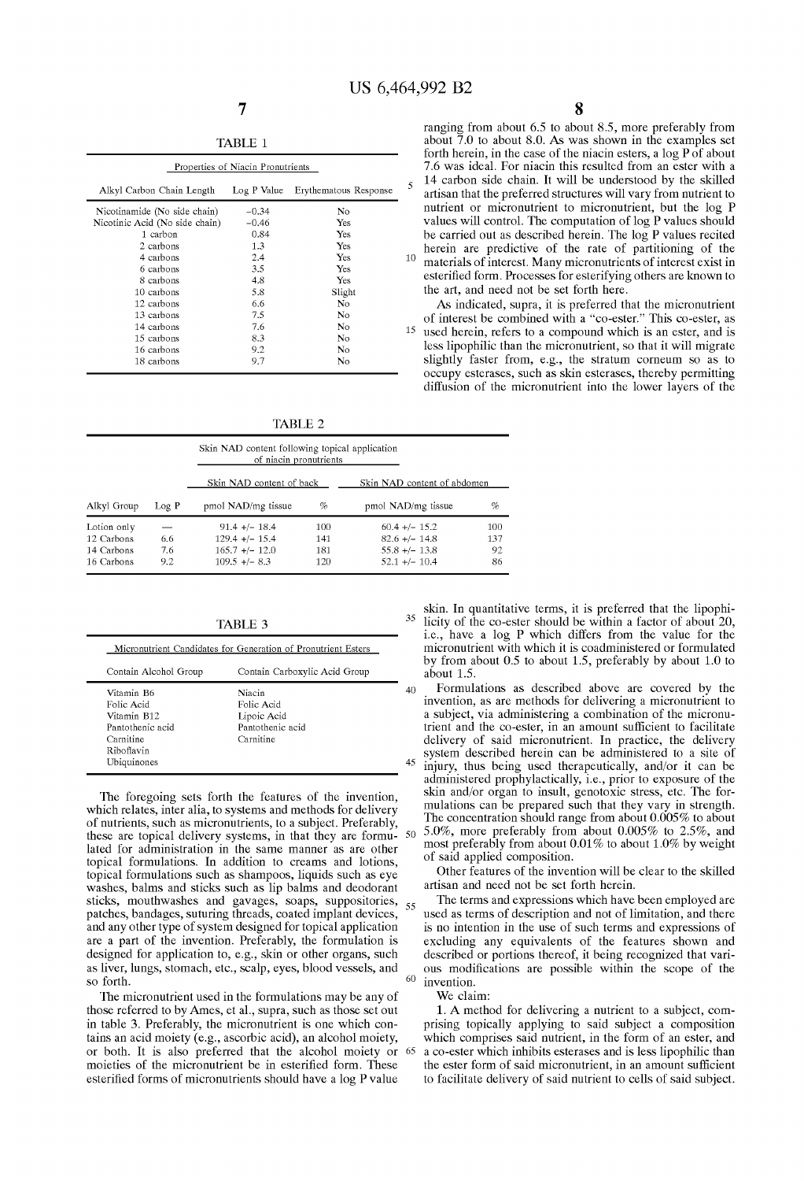TABLE 1

| Properties of Niacin Pronutrients | | |
|---|---|---|
| Alkyl Carbon Chain Length | Log P Value | Erythematous Response |
| Nicotinamide (No side chain) | −0.34 | No |
| Nicotinic Acid (No side chain) | −0.46 | Yes |
| 1 carbon | 0.84 | Yes |
| 2 carbons | 1.3 | Yes |
| 4 carbons | 2.4 | Yes |
| 6 carbons | 3.5 | Yes |
| 8 carbons | 4.8 | Yes |
| 10 carbons | 5.8 | Slight |
| 12 carbons | 6.6 | No |
| 13 carbons | 7.5 | No |
| 14 carbons | 7.6 | No |
| 15 carbons | 8.3 | No |
| 16 carbons | 9.2 | No |
| 18 carbons | 9.7 | No |

TABLE 2

| | | Skin NAD content following topical application of niacin pronutrients | | | |
|---|---|---|---|---|---|
| | | Skin NAD content of back | | Skin NAD content of abdomen | |
| Alkyl Group | Log P | pmol NAD/mg tissue | % | pmol NAD/mg tissue | % |
| Lotion only | — | 91.4 +/− 18.4 | 100 | 60.4 +/− 15.2 | 100 |
| 12 Carbons | 6.6 | 129.4 +/− 15.4 | 141 | 82.6 +/− 14.8 | 137 |
| 14 Carbons | 7.6 | 165.7 +/− 12.0 | 181 | 55.8 +/− 13.8 | 92 |
| 16 Carbons | 9.2 | 109.5 +/− 8.3 | 120 | 52.1 +/− 10.4 | 86 |

TABLE 3

| Micronutrient Candidates for Generation of Pronutrient Esters | |
|---|---|
| Contain Alcohol Group | Contain Carboxylic Acid Group |
| Vitamin B6 | Niacin |
| Folic Acid | Folic Acid |
| Vitamin B12 | Lipoic Acid |
| Pantothenic acid | Pantothenic acid |
| Carnitine | Carnitine |
| Riboflavin | |
| Ubiquinones | |

The foregoing sets forth the features of the invention, which relates, inter alia, to systems and methods for delivery of nutrients, such as micronutrients, to a subject. Preferably, these are topical delivery systems, in that they are formulated for administration in the same manner as are other topical formulations. In addition to creams and lotions, topical formulations such as shampoos, liquids such as eye washes, balms and sticks such as lip balms and deodorant sticks, mouthwashes and gavages, soaps, suppositories, patches, bandages, suturing threads, coated implant devices, and any other type of system designed for topical application are a part of the invention. Preferably, the formulation is designed for application to, e.g., skin or other organs, such as liver, lungs, stomach, etc., scalp, eyes, blood vessels, and so forth.

The micronutrient used in the formulations may be any of those referred to by Ames, et al., supra, such as those set out in table 3. Preferably, the micronutrient is one which contains an acid moiety (e.g., ascorbic acid), an alcohol moiety, or both. It is also preferred that the alcohol moiety or moieties of the micronutrient be in esterified form. These esterified forms of micronutrients should have a log P value ranging from about 6.5 to about 8.5, more preferably from about 7.0 to about 8.0. As was shown in the examples set forth herein, in the case of the niacin esters, a log P of about 7.6 was ideal. For niacin this resulted from an ester with a 14 carbon side chain. It will be understood by the skilled artisan that the preferred structures will vary from nutrient to nutrient or micronutrient to micronutrient, but the log P values will control. The computation of log P values should be carried out as described herein. The log P values recited herein are predictive of the rate of partitioning of the materials of interest. Many micronutrients of interest exist in esterified form. Processes for esterifying others are known to the art, and need not be set forth here.

As indicated, supra, it is preferred that the micronutrient of interest be combined with a "co-ester." This co-ester, as used herein, refers to a compound which is an ester, and is less lipophilic than the micronutrient, so that it will migrate slightly faster from, e.g., the stratum corneum so as to occupy esterases, such as skin esterases, thereby permitting diffusion of the micronutrient into the lower layers of the skin. In quantitative terms, it is preferred that the lipophilicity of the co-ester should be within a factor of about 20, i.e., have a log P which differs from the value for the micronutrient with which it is coadministered or formulated by from about 0.5 to about 1.5, preferably by about 1.0 to about 1.5.

Formulations as described above are covered by the invention, as are methods for delivering a micronutrient to a subject, via administering a combination of the micronutrient and the co-ester, in an amount sufficient to facilitate delivery of said micronutrient. In practice, the delivery system described herein can be administered to a site of injury, thus being used therapeutically, and/or it can be administered prophylactically, i.e., prior to exposure of the skin and/or organ to insult, genotoxic stress, etc. The formulations can be prepared such that they vary in strength. The concentration should range from about 0.005% to about 5.0%, more preferably from about 0.005% to 2.5%, and most preferably from about 0.01% to about 1.0% by weight of said applied composition.

Other features of the invention will be clear to the skilled artisan and need not be set forth herein.

The terms and expressions which have been employed are used as terms of description and not of limitation, and there is no intention in the use of such terms and expressions of excluding any equivalents of the features shown and described or portions thereof, it being recognized that various modifications are possible within the scope of the invention.

We claim:

1. A method for delivering a nutrient to a subject, comprising topically applying to said subject a composition which comprises said nutrient, in the form of an ester, and a co-ester which inhibits esterases and is less lipophilic than the ester form of said micronutrient, in an amount sufficient to facilitate delivery of said nutrient to cells of said subject.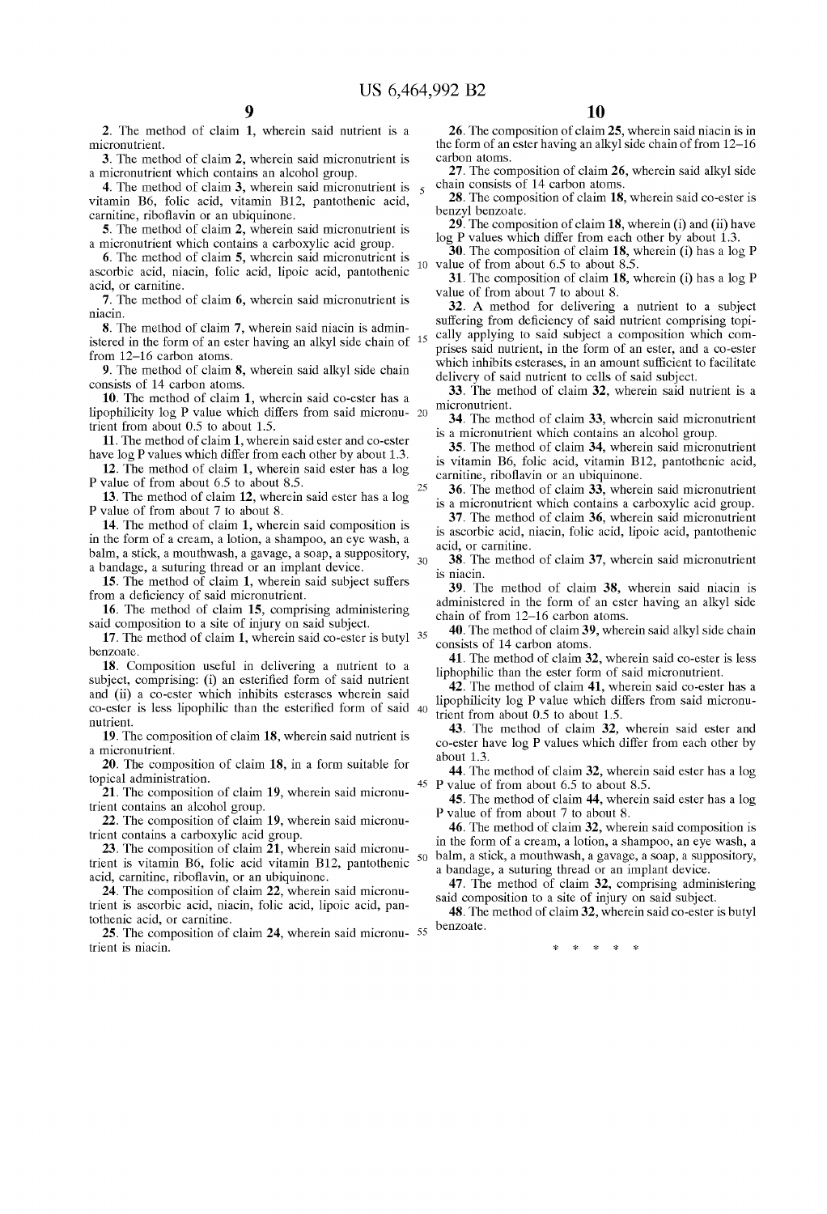2. The method of claim 1, wherein said nutrient is a micronutrient.

3. The method of claim 2, wherein said micronutrient is a micronutrient which contains an alcohol group.

4. The method of claim 3, wherein said micronutrient is vitamin B6, folic acid, vitamin B12, pantothenic acid, carnitine, riboflavin or an ubiquinone.

5. The method of claim 2, wherein said micronutrient is a micronutrient which contains a carboxylic acid group.

6. The method of claim 5, wherein said micronutrient is ascorbic acid, niacin, folic acid, lipoic acid, pantothenic acid, or carnitine.

7. The method of claim 6, wherein said micronutrient is niacin.

8. The method of claim 7, wherein said niacin is administered in the form of an ester having an alkyl side chain of from 12–16 carbon atoms.

9. The method of claim 8, wherein said alkyl side chain consists of 14 carbon atoms.

10. The method of claim 1, wherein said co-ester has a lipophilicity log P value which differs from said micronutrient from about 0.5 to about 1.5.

11. The method of claim 1, wherein said ester and co-ester have log P values which differ from each other by about 1.3.

12. The method of claim 1, wherein said ester has a log P value of from about 6.5 to about 8.5.

13. The method of claim 12, wherein said ester has a log P value of from about 7 to about 8.

14. The method of claim 1, wherein said composition is in the form of a cream, a lotion, a shampoo, an eye wash, a balm, a stick, a mouthwash, a gavage, a soap, a suppository, a bandage, a suturing thread or an implant device.

15. The method of claim 1, wherein said subject suffers from a deficiency of said micronutrient.

16. The method of claim 15, comprising administering said composition to a site of injury on said subject.

17. The method of claim 1, wherein said co-ester is butyl benzoate.

18. Composition useful in delivering a nutrient to a subject, comprising: (i) an esterified form of said nutrient and (ii) a co-ester which inhibits esterases wherein said co-ester is less lipophilic than the esterified form of said nutrient.

19. The composition of claim 18, wherein said nutrient is a micronutrient.

20. The composition of claim 18, in a form suitable for topical administration.

21. The composition of claim 19, wherein said micronutrient contains an alcohol group.

22. The composition of claim 19, wherein said micronutrient contains a carboxylic acid group.

23. The composition of claim 21, wherein said micronutrient is vitamin B6, folic acid vitamin B12, pantothenic acid, carnitine, riboflavin, or an ubiquinone.

24. The composition of claim 22, wherein said micronutrient is ascorbic acid, niacin, folic acid, lipoic acid, pantothenic acid, or carnitine.

25. The composition of claim 24, wherein said micronutrient is niacin.

26. The composition of claim 25, wherein said niacin is in the form of an ester having an alkyl side chain of from 12–16 carbon atoms.

27. The composition of claim 26, wherein said alkyl side chain consists of 14 carbon atoms.

28. The composition of claim 18, wherein said co-ester is benzyl benzoate.

29. The composition of claim 18, wherein (i) and (ii) have log P values which differ from each other by about 1.3.

30. The composition of claim 18, wherein (i) has a log P value of from about 6.5 to about 8.5.

31. The composition of claim 18, wherein (i) has a log P value of from about 7 to about 8.

32. A method for delivering a nutrient to a subject suffering from deficiency of said nutrient comprising topically applying to said subject a composition which comprises said nutrient, in the form of an ester, and a co-ester which inhibits esterases, in an amount sufficient to facilitate delivery of said nutrient to cells of said subject.

33. The method of claim 32, wherein said nutrient is a micronutrient.

34. The method of claim 33, wherein said micronutrient is a micronutrient which contains an alcohol group.

35. The method of claim 34, wherein said micronutrient is vitamin B6, folic acid, vitamin B12, pantothenic acid, carnitine, riboflavin or an ubiquinone.

36. The method of claim 33, wherein said micronutrient is a micronutrient which contains a carboxylic acid group.

37. The method of claim 36, wherein said micronutrient is ascorbic acid, niacin, folic acid, lipoic acid, pantothenic acid, or carnitine.

38. The method of claim 37, wherein said micronutrient is niacin.

39. The method of claim 38, wherein said niacin is administered in the form of an ester having an alkyl side chain of from 12–16 carbon atoms.

40. The method of claim 39, wherein said alkyl side chain consists of 14 carbon atoms.

41. The method of claim 32, wherein said co-ester is less liphophilic than the ester form of said micronutrient.

42. The method of claim 41, wherein said co-ester has a lipophilicity log P value which differs from said micronutrient from about 0.5 to about 1.5.

43. The method of claim 32, wherein said ester and co-ester have log P values which differ from each other by about 1.3.

44. The method of claim 32, wherein said ester has a log P value of from about 6.5 to about 8.5.

45. The method of claim 44, wherein said ester has a log P value of from about 7 to about 8.

46. The method of claim 32, wherein said composition is in the form of a cream, a lotion, a shampoo, an eye wash, a balm, a stick, a mouthwash, a gavage, a soap, a suppository, a bandage, a suturing thread or an implant device.

47. The method of claim 32, comprising administering said composition to a site of injury on said subject.

48. The method of claim 32, wherein said co-ester is butyl benzoate.

* * * * *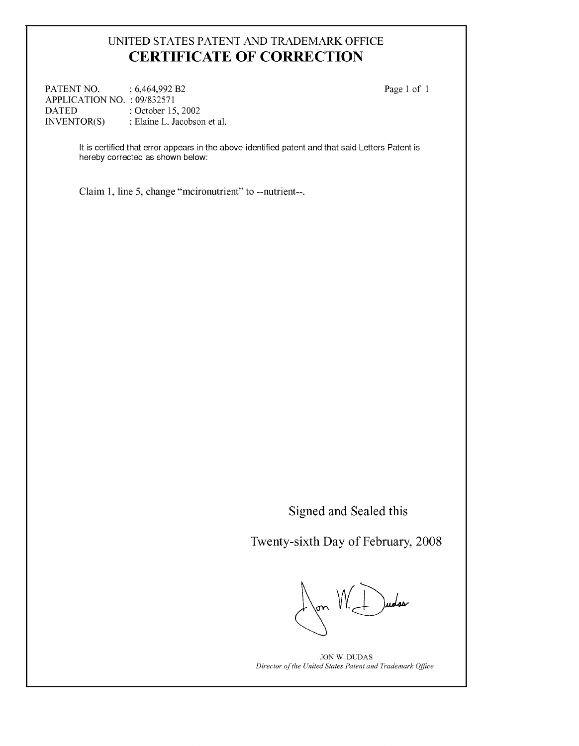# UNITED STATES PATENT AND TRADEMARK OFFICE
# CERTIFICATE OF CORRECTION

PATENT NO. : 6,464,992 B2
APPLICATION NO. : 09/832571
DATED : October 15, 2002
INVENTOR(S) : Elaine L. Jacobson et al.

Page 1 of 1

It is certified that error appears in the above-identified patent and that said Letters Patent is hereby corrected as shown below:

Claim 1, line 5, change "mcironutrient" to --nutrient--.

Signed and Sealed this

Twenty-sixth Day of February, 2008

JON W. DUDAS
*Director of the United States Patent and Trademark Office*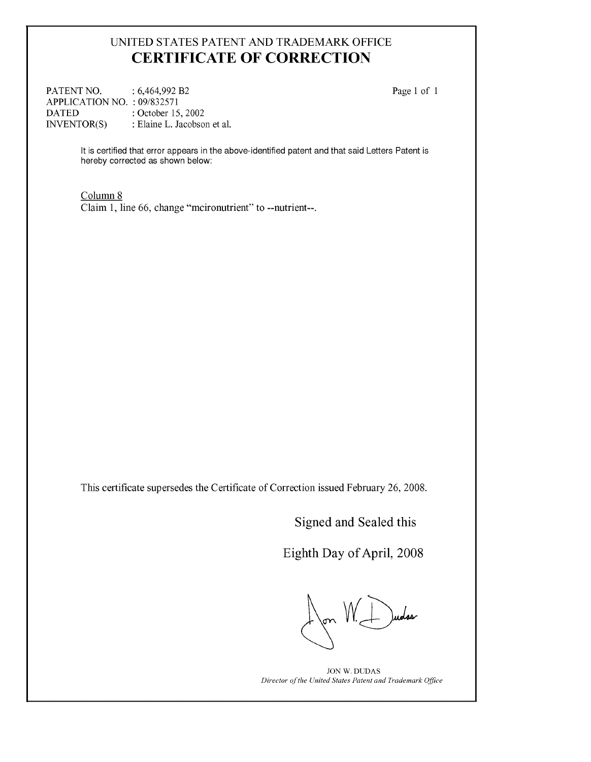UNITED STATES PATENT AND TRADEMARK OFFICE

# CERTIFICATE OF CORRECTION

PATENT NO. : 6,464,992 B2
APPLICATION NO. : 09/832571
DATED : October 15, 2002
INVENTOR(S) : Elaine L. Jacobson et al.

Page 1 of 1

It is certified that error appears in the above-identified patent and that said Letters Patent is hereby corrected as shown below:

Column 8
Claim 1, line 66, change "mcironutrient" to --nutrient--.

This certificate supersedes the Certificate of Correction issued February 26, 2008.

Signed and Sealed this

Eighth Day of April, 2008

JON W. DUDAS
*Director of the United States Patent and Trademark Office*